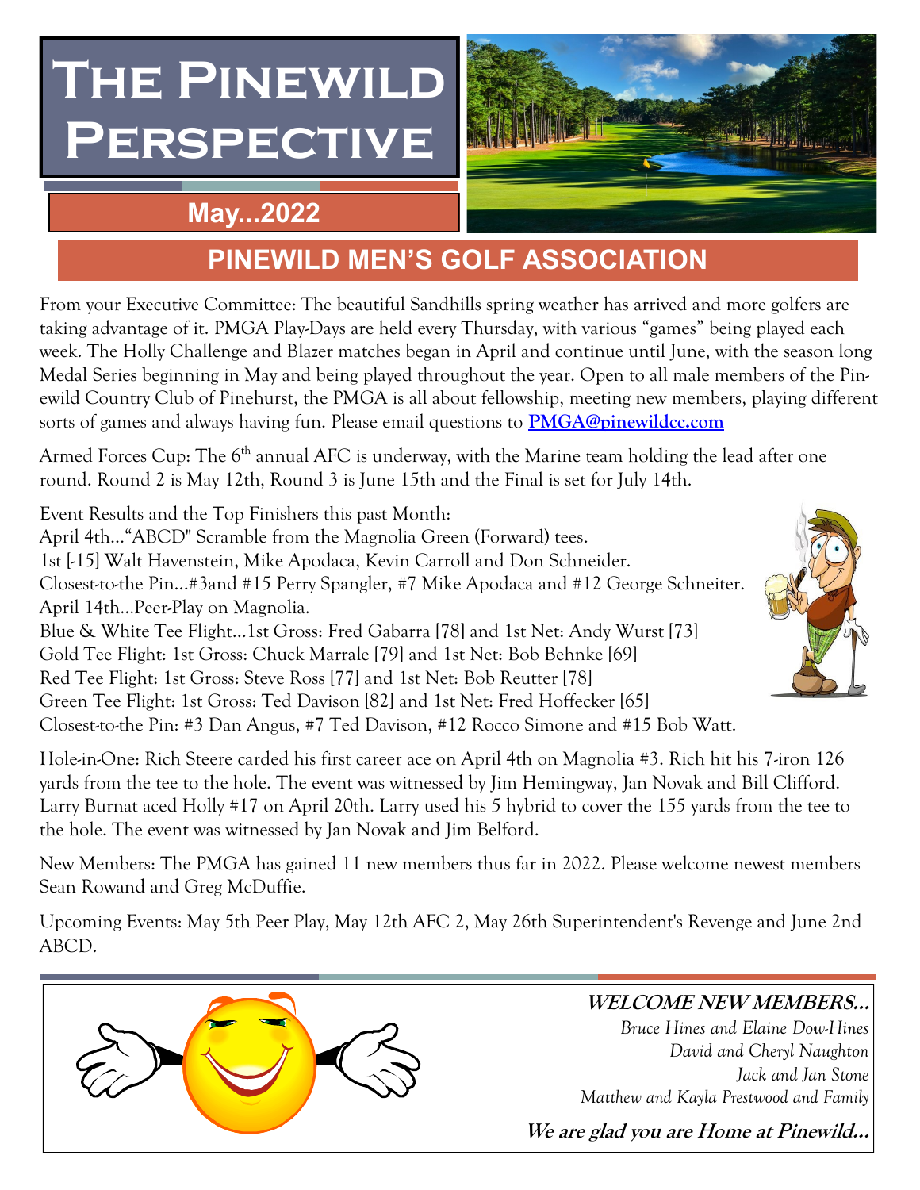# The Pinewild Perspective

## May...2022

## PINEWILD MEN'S GOLF ASSOCIATION

From your Executive Committee: The beautiful Sandhills spring weather has arrived and more golfers are taking advantage of it. PMGA Play-Days are held every Thursday, with various "games" being played each week. The Holly Challenge and Blazer matches began in April and continue until June, with the season long Medal Series beginning in May and being played throughout the year. Open to all male members of the Pinewild Country Club of Pinehurst, the PMGA is all about fellowship, meeting new members, playing different sorts of games and always having fun. Please email questions to **PMGA@pinewildcc.com**

Armed Forces Cup: The 6th annual AFC is underway, with the Marine team holding the lead after one round. Round 2 is May 12th, Round 3 is June 15th and the Final is set for July 14th.

Event Results and the Top Finishers this past Month:
April 4th…"ABCD" Scramble from the Magnolia Green (Forward) tees.
1st [-15] Walt Havenstein, Mike Apodaca, Kevin Carroll and Don Schneider.
Closest-to-the Pin…#3and #15 Perry Spangler, #7 Mike Apodaca and #12 George Schneiter.
April 14th…Peer-Play on Magnolia.
Blue & White Tee Flight…1st Gross: Fred Gabarra [78] and 1st Net: Andy Wurst [73]
Gold Tee Flight: 1st Gross: Chuck Marrale [79] and 1st Net: Bob Behnke [69]
Red Tee Flight: 1st Gross: Steve Ross [77] and 1st Net: Bob Reutter [78]
Green Tee Flight: 1st Gross: Ted Davison [82] and 1st Net: Fred Hoffecker [65]
Closest-to-the Pin: #3 Dan Angus, #7 Ted Davison, #12 Rocco Simone and #15 Bob Watt.

Hole-in-One: Rich Steere carded his first career ace on April 4th on Magnolia #3. Rich hit his 7-iron 126 yards from the tee to the hole. The event was witnessed by Jim Hemingway, Jan Novak and Bill Clifford. Larry Burnat aced Holly #17 on April 20th. Larry used his 5 hybrid to cover the 155 yards from the tee to the hole. The event was witnessed by Jan Novak and Jim Belford.

New Members: The PMGA has gained 11 new members thus far in 2022. Please welcome newest members Sean Rowand and Greg McDuffie.

Upcoming Events: May 5th Peer Play, May 12th AFC 2, May 26th Superintendent's Revenge and June 2nd ABCD.

**WELCOME NEW MEMBERS…**

*Bruce Hines and Elaine Dow-Hines*
*David and Cheryl Naughton*
*Jack and Jan Stone*
*Matthew and Kayla Prestwood and Family*

**We are glad you are Home at Pinewild…**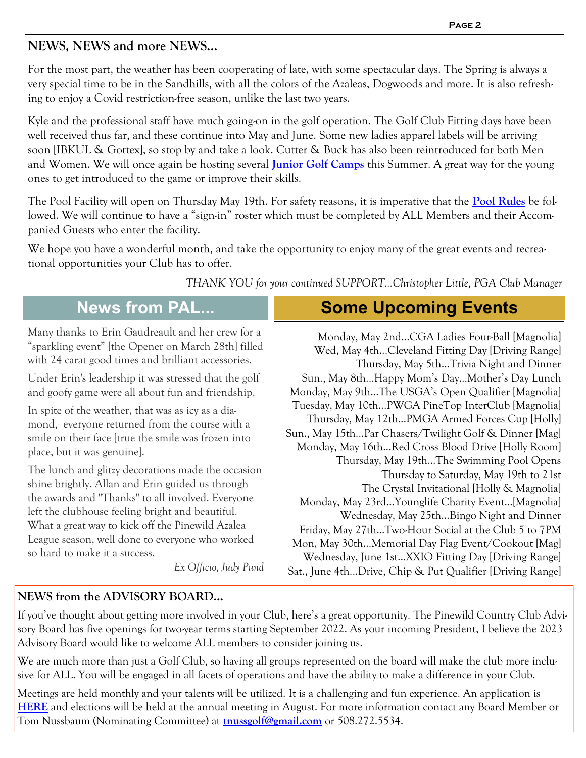**NEWS, NEWS and more NEWS…**

For the most part, the weather has been cooperating of late, with some spectacular days. The Spring is always a very special time to be in the Sandhills, with all the colors of the Azaleas, Dogwoods and more. It is also refreshing to enjoy a Covid restriction-free season, unlike the last two years.

Kyle and the professional staff have much going-on in the golf operation. The Golf Club Fitting days have been well received thus far, and these continue into May and June. Some new ladies apparel labels will be arriving soon [IBKUL & Gottex], so stop by and take a look. Cutter & Buck has also been reintroduced for both Men and Women. We will once again be hosting several **Junior Golf Camps** this Summer. A great way for the young ones to get introduced to the game or improve their skills.

The Pool Facility will open on Thursday May 19th. For safety reasons, it is imperative that the **Pool Rules** be followed. We will continue to have a "sign-in" roster which must be completed by ALL Members and their Accompanied Guests who enter the facility.

We hope you have a wonderful month, and take the opportunity to enjoy many of the great events and recreational opportunities your Club has to offer.

*THANK YOU for your continued SUPPORT…Christopher Little, PGA Club Manager*

## News from PAL...

Many thanks to Erin Gaudreault and her crew for a "sparkling event" [the Opener on March 28th] filled with 24 carat good times and brilliant accessories.

Under Erin's leadership it was stressed that the golf and goofy game were all about fun and friendship.

In spite of the weather, that was as icy as a diamond, everyone returned from the course with a smile on their face [true the smile was frozen into place, but it was genuine].

The lunch and glitzy decorations made the occasion shine brightly. Allan and Erin guided us through the awards and "Thanks" to all involved. Everyone left the clubhouse feeling bright and beautiful. What a great way to kick off the Pinewild Azalea League season, well done to everyone who worked so hard to make it a success.

*Ex Officio, Judy Pund*

## Some Upcoming Events

Monday, May 2nd…CGA Ladies Four-Ball [Magnolia]
Wed, May 4th…Cleveland Fitting Day [Driving Range]
Thursday, May 5th…Trivia Night and Dinner
Sun., May 8th…Happy Mom's Day…Mother's Day Lunch
Monday, May 9th…The USGA's Open Qualifier [Magnolia]
Tuesday, May 10th…PWGA PineTop InterClub [Magnolia]
Thursday, May 12th…PMGA Armed Forces Cup [Holly]
Sun., May 15th…Par Chasers/Twilight Golf & Dinner [Mag]
Monday, May 16th…Red Cross Blood Drive [Holly Room]
Thursday, May 19th…The Swimming Pool Opens
Thursday to Saturday, May 19th to 21st
The Crystal Invitational [Holly & Magnolia]
Monday, May 23rd…Younglife Charity Event…[Magnolia]
Wednesday, May 25th…Bingo Night and Dinner
Friday, May 27th…Two-Hour Social at the Club 5 to 7PM
Mon, May 30th…Memorial Day Flag Event/Cookout [Mag]
Wednesday, June 1st…XXIO Fitting Day [Driving Range]
Sat., June 4th…Drive, Chip & Put Qualifier [Driving Range]

**NEWS from the ADVISORY BOARD…**

If you've thought about getting more involved in your Club, here's a great opportunity. The Pinewild Country Club Advisory Board has five openings for two-year terms starting September 2022. As your incoming President, I believe the 2023 Advisory Board would like to welcome ALL members to consider joining us.

We are much more than just a Golf Club, so having all groups represented on the board will make the club more inclusive for ALL. You will be engaged in all facets of operations and have the ability to make a difference in your Club.

Meetings are held monthly and your talents will be utilized. It is a challenging and fun experience. An application is **HERE** and elections will be held at the annual meeting in August. For more information contact any Board Member or Tom Nussbaum (Nominating Committee) at **tnussgolf@gmail.com** or 508.272.5534.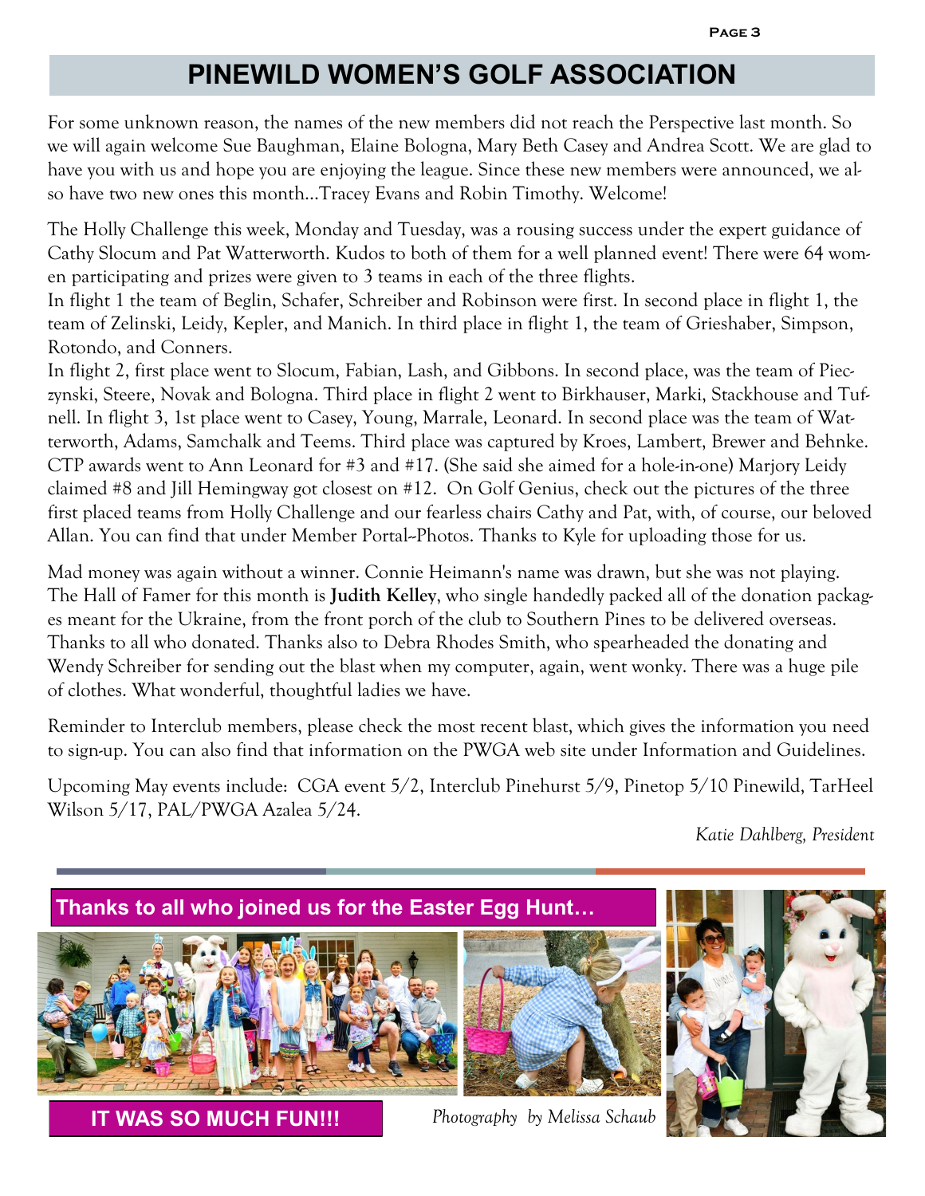# PINEWILD WOMEN'S GOLF ASSOCIATION

For some unknown reason, the names of the new members did not reach the Perspective last month. So we will again welcome Sue Baughman, Elaine Bologna, Mary Beth Casey and Andrea Scott. We are glad to have you with us and hope you are enjoying the league. Since these new members were announced, we also have two new ones this month…Tracey Evans and Robin Timothy. Welcome!

The Holly Challenge this week, Monday and Tuesday, was a rousing success under the expert guidance of Cathy Slocum and Pat Watterworth. Kudos to both of them for a well planned event! There were 64 women participating and prizes were given to 3 teams in each of the three flights.

In flight 1 the team of Beglin, Schafer, Schreiber and Robinson were first. In second place in flight 1, the team of Zelinski, Leidy, Kepler, and Manich. In third place in flight 1, the team of Grieshaber, Simpson, Rotondo, and Conners.

In flight 2, first place went to Slocum, Fabian, Lash, and Gibbons. In second place, was the team of Pieczynski, Steere, Novak and Bologna. Third place in flight 2 went to Birkhauser, Marki, Stackhouse and Tufnell. In flight 3, 1st place went to Casey, Young, Marrale, Leonard. In second place was the team of Watterworth, Adams, Samchalk and Teems. Third place was captured by Kroes, Lambert, Brewer and Behnke. CTP awards went to Ann Leonard for #3 and #17. (She said she aimed for a hole-in-one) Marjory Leidy claimed #8 and Jill Hemingway got closest on #12. On Golf Genius, check out the pictures of the three first placed teams from Holly Challenge and our fearless chairs Cathy and Pat, with, of course, our beloved Allan. You can find that under Member Portal--Photos. Thanks to Kyle for uploading those for us.

Mad money was again without a winner. Connie Heimann's name was drawn, but she was not playing. The Hall of Famer for this month is **Judith Kelley**, who single handedly packed all of the donation packages meant for the Ukraine, from the front porch of the club to Southern Pines to be delivered overseas. Thanks to all who donated. Thanks also to Debra Rhodes Smith, who spearheaded the donating and Wendy Schreiber for sending out the blast when my computer, again, went wonky. There was a huge pile of clothes. What wonderful, thoughtful ladies we have.

Reminder to Interclub members, please check the most recent blast, which gives the information you need to sign-up. You can also find that information on the PWGA web site under Information and Guidelines.

Upcoming May events include: CGA event 5/2, Interclub Pinehurst 5/9, Pinetop 5/10 Pinewild, TarHeel Wilson 5/17, PAL/PWGA Azalea 5/24.

*Katie Dahlberg, President*

## Thanks to all who joined us for the Easter Egg Hunt…

**IT WAS SO MUCH FUN!!!**

*Photography by Melissa Schaub*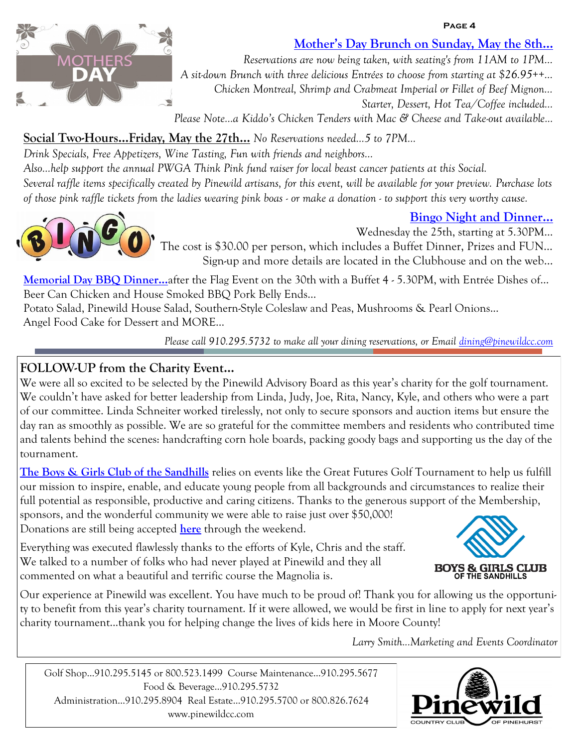## Mother's Day Brunch on Sunday, May the 8th…

*Reservations are now being taken, with seating's from 11AM to 1PM…*
*A sit-down Brunch with three delicious Entrées to choose from starting at $26.95++…*
*Chicken Montreal, Shrimp and Crabmeat Imperial or Fillet of Beef Mignon…*
*Starter, Dessert, Hot Tea/Coffee included…*
*Please Note…a Kiddo's Chicken Tenders with Mac & Cheese and Take-out available…*

**Social Two-Hours…Friday, May the 27th…** *No Reservations needed…5 to 7PM…*
*Drink Specials, Free Appetizers, Wine Tasting, Fun with friends and neighbors…*
*Also…help support the annual PWGA Think Pink fund raiser for local beast cancer patients at this Social.*
*Several raffle items specifically created by Pinewild artisans, for this event, will be available for your preview. Purchase lots of those pink raffle tickets from the ladies wearing pink boas - or make a donation - to support this very worthy cause.*

## Bingo Night and Dinner…

Wednesday the 25th, starting at 5.30PM…
The cost is $30.00 per person, which includes a Buffet Dinner, Prizes and FUN…
Sign-up and more details are located in the Clubhouse and on the web…

**Memorial Day BBQ Dinner…**after the Flag Event on the 30th with a Buffet 4 - 5.30PM, with Entrée Dishes of…
Beer Can Chicken and House Smoked BBQ Pork Belly Ends…
Potato Salad, Pinewild House Salad, Southern-Style Coleslaw and Peas, Mushrooms & Pearl Onions…
Angel Food Cake for Dessert and MORE…

*Please call 910.295.5732 to make all your dining reservations, or Email dining@pinewildcc.com*

## FOLLOW-UP from the Charity Event…

We were all so excited to be selected by the Pinewild Advisory Board as this year's charity for the golf tournament. We couldn't have asked for better leadership from Linda, Judy, Joe, Rita, Nancy, Kyle, and others who were a part of our committee. Linda Schneiter worked tirelessly, not only to secure sponsors and auction items but ensure the day ran as smoothly as possible. We are so grateful for the committee members and residents who contributed time and talents behind the scenes: handcrafting corn hole boards, packing goody bags and supporting us the day of the tournament.

The Boys & Girls Club of the Sandhills relies on events like the Great Futures Golf Tournament to help us fulfill our mission to inspire, enable, and educate young people from all backgrounds and circumstances to realize their full potential as responsible, productive and caring citizens. Thanks to the generous support of the Membership, sponsors, and the wonderful community we were able to raise just over $50,000!
Donations are still being accepted **here** through the weekend.

Everything was executed flawlessly thanks to the efforts of Kyle, Chris and the staff. We talked to a number of folks who had never played at Pinewild and they all commented on what a beautiful and terrific course the Magnolia is.

Our experience at Pinewild was excellent. You have much to be proud of! Thank you for allowing us the opportunity to benefit from this year's charity tournament. If it were allowed, we would be first in line to apply for next year's charity tournament…thank you for helping change the lives of kids here in Moore County!

*Larry Smith…Marketing and Events Coordinator*

Golf Shop…910.295.5145 or 800.523.1499 Course Maintenance…910.295.5677
Food & Beverage…910.295.5732
Administration…910.295.8904 Real Estate…910.295.5700 or 800.826.7624
www.pinewildcc.com